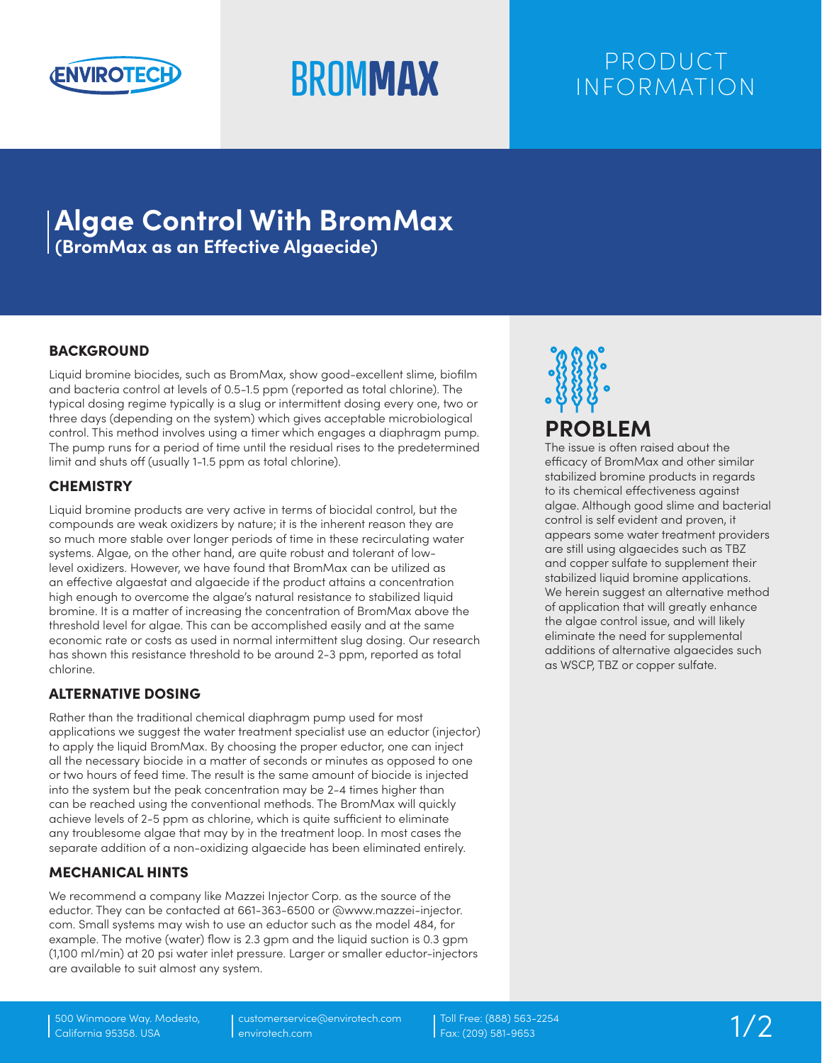ENVIROTECH

# BROMMAX

PRODUCT INFORMATION

# Algae Control With BromMax

**(BromMax as an Effective Algaecide)**

## BACKGROUND

Liquid bromine biocides, such as BromMax, show good-excellent slime, biofilm and bacteria control at levels of 0.5-1.5 ppm (reported as total chlorine). The typical dosing regime typically is a slug or intermittent dosing every one, two or three days (depending on the system) which gives acceptable microbiological control. This method involves using a timer which engages a diaphragm pump. The pump runs for a period of time until the residual rises to the predetermined limit and shuts off (usually 1-1.5 ppm as total chlorine).

## CHEMISTRY

Liquid bromine products are very active in terms of biocidal control, but the compounds are weak oxidizers by nature; it is the inherent reason they are so much more stable over longer periods of time in these recirculating water systems. Algae, on the other hand, are quite robust and tolerant of low-level oxidizers. However, we have found that BromMax can be utilized as an effective algaestat and algaecide if the product attains a concentration high enough to overcome the algae's natural resistance to stabilized liquid bromine. It is a matter of increasing the concentration of BromMax above the threshold level for algae. This can be accomplished easily and at the same economic rate or costs as used in normal intermittent slug dosing. Our research has shown this resistance threshold to be around 2-3 ppm, reported as total chlorine.

## ALTERNATIVE DOSING

Rather than the traditional chemical diaphragm pump used for most applications we suggest the water treatment specialist use an eductor (injector) to apply the liquid BromMax. By choosing the proper eductor, one can inject all the necessary biocide in a matter of seconds or minutes as opposed to one or two hours of feed time. The result is the same amount of biocide is injected into the system but the peak concentration may be 2-4 times higher than can be reached using the conventional methods. The BromMax will quickly achieve levels of 2-5 ppm as chlorine, which is quite sufficient to eliminate any troublesome algae that may by in the treatment loop. In most cases the separate addition of a non-oxidizing algaecide has been eliminated entirely.

## MECHANICAL HINTS

We recommend a company like Mazzei Injector Corp. as the source of the eductor. They can be contacted at 661-363-6500 or @www.mazzei-injector.com. Small systems may wish to use an eductor such as the model 484, for example. The motive (water) flow is 2.3 gpm and the liquid suction is 0.3 gpm (1,100 ml/min) at 20 psi water inlet pressure. Larger or smaller eductor-injectors are available to suit almost any system.

## PROBLEM

The issue is often raised about the efficacy of BromMax and other similar stabilized bromine products in regards to its chemical effectiveness against algae. Although good slime and bacterial control is self evident and proven, it appears some water treatment providers are still using algaecides such as TBZ and copper sulfate to supplement their stabilized liquid bromine applications. We herein suggest an alternative method of application that will greatly enhance the algae control issue, and will likely eliminate the need for supplemental additions of alternative algaecides such as WSCP, TBZ or copper sulfate.

500 Winmoore Way. Modesto, California 95358. USA | customerservice@envirotech.com envirotech.com | Toll Free: (888) 563-2254 Fax: (209) 581-9653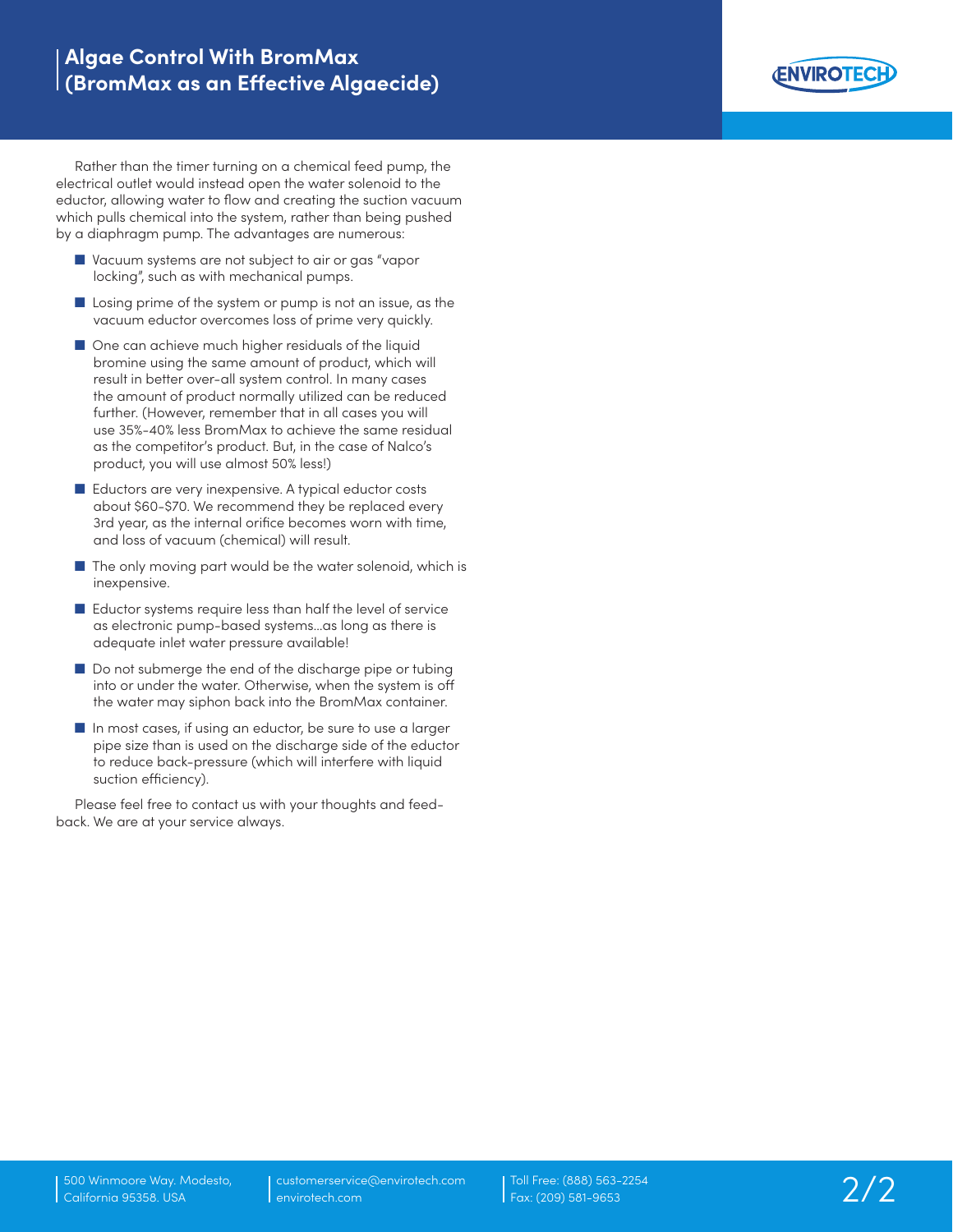Rather than the timer turning on a chemical feed pump, the electrical outlet would instead open the water solenoid to the eductor, allowing water to flow and creating the suction vacuum which pulls chemical into the system, rather than being pushed by a diaphragm pump. The advantages are numerous:

- Vacuum systems are not subject to air or gas "vapor locking", such as with mechanical pumps.
- Losing prime of the system or pump is not an issue, as the vacuum eductor overcomes loss of prime very quickly.
- One can achieve much higher residuals of the liquid bromine using the same amount of product, which will result in better over-all system control. In many cases the amount of product normally utilized can be reduced further. (However, remember that in all cases you will use 35%-40% less BromMax to achieve the same residual as the competitor's product. But, in the case of Nalco's product, you will use almost 50% less!)
- Eductors are very inexpensive. A typical eductor costs about $60-$70. We recommend they be replaced every 3rd year, as the internal orifice becomes worn with time, and loss of vacuum (chemical) will result.
- The only moving part would be the water solenoid, which is inexpensive.
- Eductor systems require less than half the level of service as electronic pump-based systems...as long as there is adequate inlet water pressure available!
- Do not submerge the end of the discharge pipe or tubing into or under the water. Otherwise, when the system is off the water may siphon back into the BromMax container.
- In most cases, if using an eductor, be sure to use a larger pipe size than is used on the discharge side of the eductor to reduce back-pressure (which will interfere with liquid suction efficiency).

Please feel free to contact us with your thoughts and feed-back. We are at your service always.